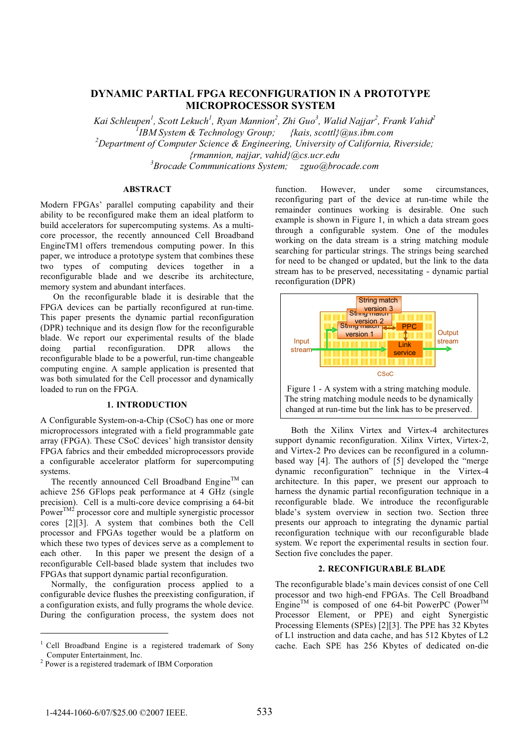# DYNAMIC PARTIAL FPGA RECONFIGURATION IN A PROTOTYPE MICROPROCESSOR SYSTEM

*Kai Schleupen[1], Scott Lekuch[1], Ryan Mannion[2], Zhi Guo[3], Walid Najjar[2], Frank Vahid[2]*
*[1]IBM System & Technology Group; {kais, scottl}@us.ibm.com*
*[2]Department of Computer Science & Engineering, University of California, Riverside; {rmannion, najjar, vahid}@cs.ucr.edu*
*[3]Brocade Communications System; zguo@brocade.com*

## ABSTRACT

Modern FPGAs' parallel computing capability and their ability to be reconfigured make them an ideal platform to build accelerators for supercomputing systems. As a multi-core processor, the recently announced Cell Broadband EngineTM1 offers tremendous computing power. In this paper, we introduce a prototype system that combines these two types of computing devices together in a reconfigurable blade and we describe its architecture, memory system and abundant interfaces.

On the reconfigurable blade it is desirable that the FPGA devices can be partially reconfigured at run-time. This paper presents the dynamic partial reconfiguration (DPR) technique and its design flow for the reconfigurable blade. We report our experimental results of the blade doing partial reconfiguration. DPR allows the reconfigurable blade to be a powerful, run-time changeable computing engine. A sample application is presented that was both simulated for the Cell processor and dynamically loaded to run on the FPGA.

## 1. INTRODUCTION

A Configurable System-on-a-Chip (CSoC) has one or more microprocessors integrated with a field programmable gate array (FPGA). These CSoC devices' high transistor density FPGA fabrics and their embedded microprocessors provide a configurable accelerator platform for supercomputing systems.

The recently announced Cell Broadband Engine™ can achieve 256 GFlops peak performance at 4 GHz (single precision). Cell is a multi-core device comprising a 64-bit Power™2 processor core and multiple synergistic processor cores [2][3]. A system that combines both the Cell processor and FPGAs together would be a platform on which these two types of devices serve as a complement to each other. In this paper we present the design of a reconfigurable Cell-based blade system that includes two FPGAs that support dynamic partial reconfiguration.

Normally, the configuration process applied to a configurable device flushes the preexisting configuration, if a configuration exists, and fully programs the whole device. During the configuration process, the system does not function. However, under some circumstances, reconfiguring part of the device at run-time while the remainder continues working is desirable. One such example is shown in Figure 1, in which a data stream goes through a configurable system. One of the modules working on the data stream is a string matching module searching for particular strings. The strings being searched for need to be changed or updated, but the link to the data stream has to be preserved, necessitating - dynamic partial reconfiguration (DPR)

Figure 1 - A system with a string matching module. The string matching module needs to be dynamically changed at run-time but the link has to be preserved.

Both the Xilinx Virtex and Virtex-4 architectures support dynamic reconfiguration. Xilinx Virtex, Virtex-2, and Virtex-2 Pro devices can be reconfigured in a column-based way [4]. The authors of [5] developed the "merge dynamic reconfiguration" technique in the Virtex-4 architecture. In this paper, we present our approach to harness the dynamic partial reconfiguration technique in a reconfigurable blade. We introduce the reconfigurable blade's system overview in section two. Section three presents our approach to integrating the dynamic partial reconfiguration technique with our reconfigurable blade system. We report the experimental results in section four. Section five concludes the paper.

## 2. RECONFIGURABLE BLADE

The reconfigurable blade's main devices consist of one Cell processor and two high-end FPGAs. The Cell Broadband Engine™ is composed of one 64-bit PowerPC (Power™ Processor Element, or PPE) and eight Synergistic Processing Elements (SPEs) [2][3]. The PPE has 32 Kbytes of L1 instruction and data cache, and has 512 Kbytes of L2 cache. Each SPE has 256 Kbytes of dedicated on-die

---

[1] Cell Broadband Engine is a registered trademark of Sony Computer Entertainment, Inc.
[2] Power is a registered trademark of IBM Corporation

1-4244-1060-6/07/$25.00 ©2007 IEEE.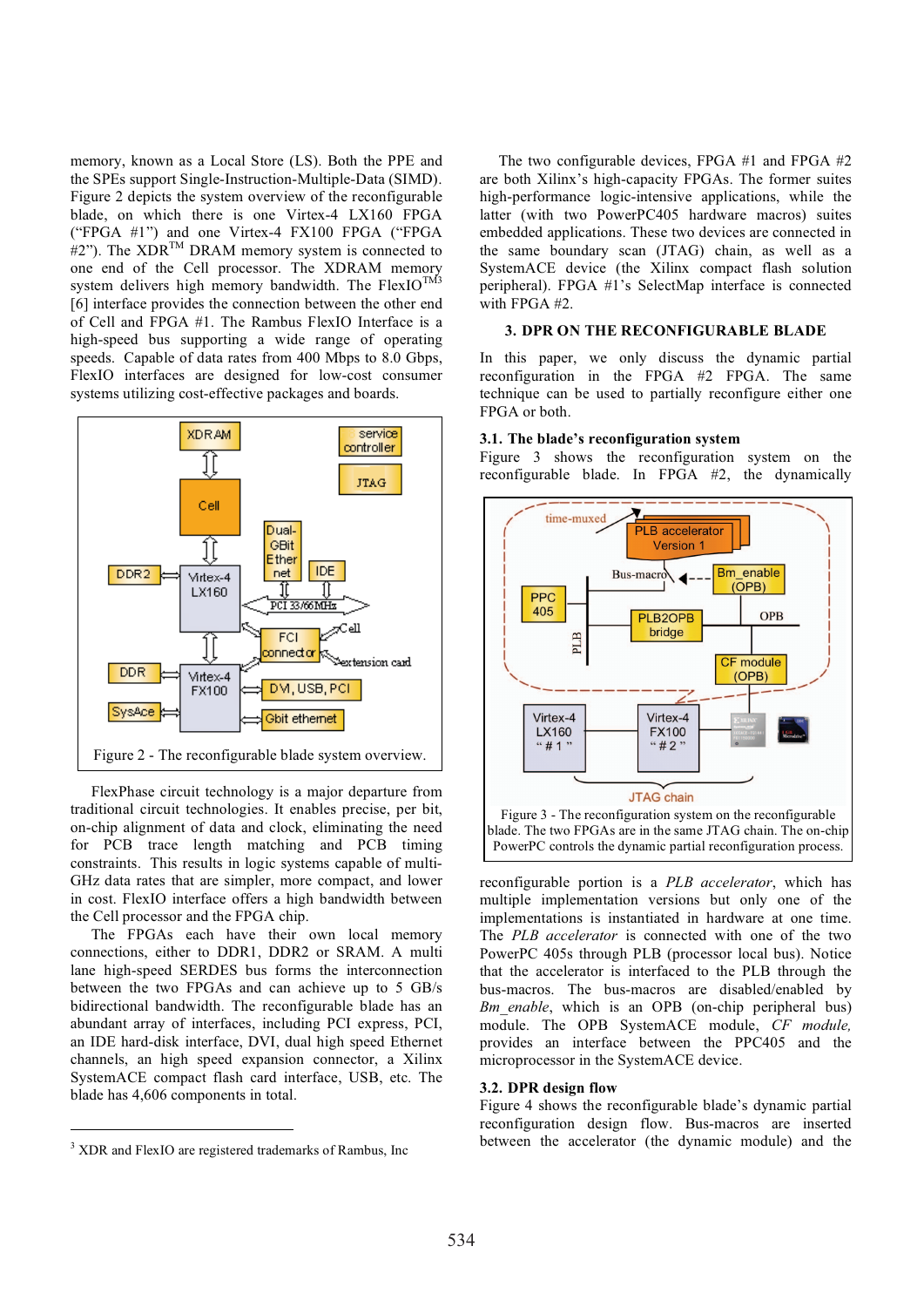memory, known as a Local Store (LS). Both the PPE and the SPEs support Single-Instruction-Multiple-Data (SIMD). Figure 2 depicts the system overview of the reconfigurable blade, on which there is one Virtex-4 LX160 FPGA ("FPGA #1") and one Virtex-4 FX100 FPGA ("FPGA #2"). The XDR™ DRAM memory system is connected to one end of the Cell processor. The XDRAM memory system delivers high memory bandwidth. The FlexIO™[3] [6] interface provides the connection between the other end of Cell and FPGA #1. The Rambus FlexIO Interface is a high-speed bus supporting a wide range of operating speeds. Capable of data rates from 400 Mbps to 8.0 Gbps, FlexIO interfaces are designed for low-cost consumer systems utilizing cost-effective packages and boards.

Figure 2 - The reconfigurable blade system overview.

FlexPhase circuit technology is a major departure from traditional circuit technologies. It enables precise, per bit, on-chip alignment of data and clock, eliminating the need for PCB trace length matching and PCB timing constraints. This results in logic systems capable of multi-GHz data rates that are simpler, more compact, and lower in cost. FlexIO interface offers a high bandwidth between the Cell processor and the FPGA chip.

The FPGAs each have their own local memory connections, either to DDR1, DDR2 or SRAM. A multi lane high-speed SERDES bus forms the interconnection between the two FPGAs and can achieve up to 5 GB/s bidirectional bandwidth. The reconfigurable blade has an abundant array of interfaces, including PCI express, PCI, an IDE hard-disk interface, DVI, dual high speed Ethernet channels, an high speed expansion connector, a Xilinx SystemACE compact flash card interface, USB, etc. The blade has 4,606 components in total.

[3] XDR and FlexIO are registered trademarks of Rambus, Inc

The two configurable devices, FPGA #1 and FPGA #2 are both Xilinx's high-capacity FPGAs. The former suites high-performance logic-intensive applications, while the latter (with two PowerPC405 hardware macros) suites embedded applications. These two devices are connected in the same boundary scan (JTAG) chain, as well as a SystemACE device (the Xilinx compact flash solution peripheral). FPGA #1's SelectMap interface is connected with FPGA #2.

## 3. DPR ON THE RECONFIGURABLE BLADE

In this paper, we only discuss the dynamic partial reconfiguration in the FPGA #2 FPGA. The same technique can be used to partially reconfigure either one FPGA or both.

### 3.1. The blade's reconfiguration system

Figure 3 shows the reconfiguration system on the reconfigurable blade. In FPGA #2, the dynamically reconfigurable portion is a *PLB accelerator*, which has multiple implementation versions but only one of the implementations is instantiated in hardware at one time. The *PLB accelerator* is connected with one of the two PowerPC 405s through PLB (processor local bus). Notice that the accelerator is interfaced to the PLB through the bus-macros. The bus-macros are disabled/enabled by *Bm_enable*, which is an OPB (on-chip peripheral bus) module. The OPB SystemACE module, *CF module,* provides an interface between the PPC405 and the microprocessor in the SystemACE device.

Figure 3 - The reconfiguration system on the reconfigurable blade. The two FPGAs are in the same JTAG chain. The on-chip PowerPC controls the dynamic partial reconfiguration process.

### 3.2. DPR design flow

Figure 4 shows the reconfigurable blade's dynamic partial reconfiguration design flow. Bus-macros are inserted between the accelerator (the dynamic module) and the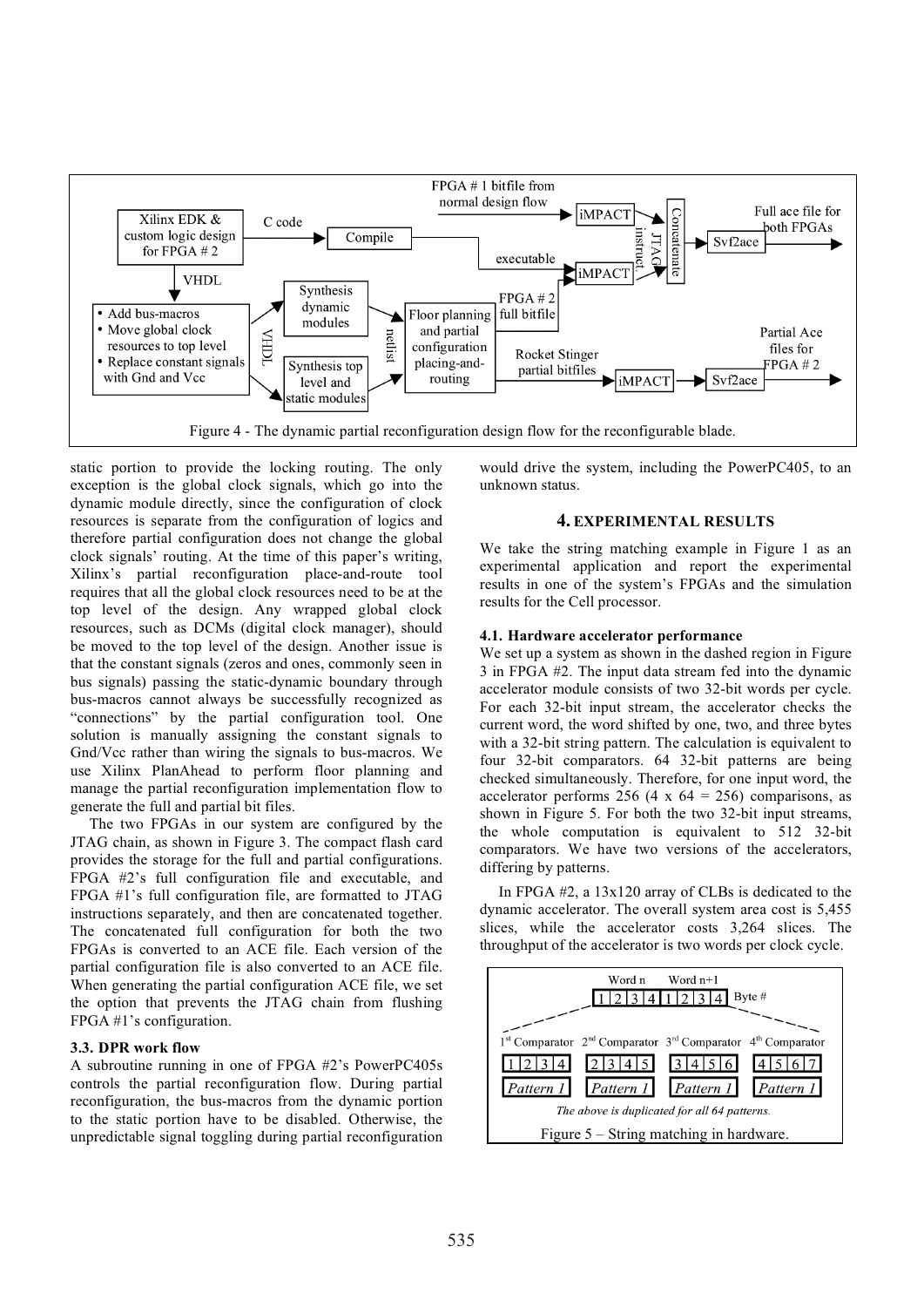Figure 4 - The dynamic partial reconfiguration design flow for the reconfigurable blade.

static portion to provide the locking routing. The only exception is the global clock signals, which go into the dynamic module directly, since the configuration of clock resources is separate from the configuration of logics and therefore partial configuration does not change the global clock signals' routing. At the time of this paper's writing, Xilinx's partial reconfiguration place-and-route tool requires that all the global clock resources need to be at the top level of the design. Any wrapped global clock resources, such as DCMs (digital clock manager), should be moved to the top level of the design. Another issue is that the constant signals (zeros and ones, commonly seen in bus signals) passing the static-dynamic boundary through bus-macros cannot always be successfully recognized as "connections" by the partial configuration tool. One solution is manually assigning the constant signals to Gnd/Vcc rather than wiring the signals to bus-macros. We use Xilinx PlanAhead to perform floor planning and manage the partial reconfiguration implementation flow to generate the full and partial bit files.

The two FPGAs in our system are configured by the JTAG chain, as shown in Figure 3. The compact flash card provides the storage for the full and partial configurations. FPGA #2's full configuration file and executable, and FPGA #1's full configuration file, are formatted to JTAG instructions separately, and then are concatenated together. The concatenated full configuration for both the two FPGAs is converted to an ACE file. Each version of the partial configuration file is also converted to an ACE file. When generating the partial configuration ACE file, we set the option that prevents the JTAG chain from flushing FPGA #1's configuration.

### 3.3. DPR work flow

A subroutine running in one of FPGA #2's PowerPC405s controls the partial reconfiguration flow. During partial reconfiguration, the bus-macros from the dynamic portion to the static portion have to be disabled. Otherwise, the unpredictable signal toggling during partial reconfiguration would drive the system, including the PowerPC405, to an unknown status.

## 4. EXPERIMENTAL RESULTS

We take the string matching example in Figure 1 as an experimental application and report the experimental results in one of the system's FPGAs and the simulation results for the Cell processor.

### 4.1. Hardware accelerator performance

We set up a system as shown in the dashed region in Figure 3 in FPGA #2. The input data stream fed into the dynamic accelerator module consists of two 32-bit words per cycle. For each 32-bit input stream, the accelerator checks the current word, the word shifted by one, two, and three bytes with a 32-bit string pattern. The calculation is equivalent to four 32-bit comparators. 64 32-bit patterns are being checked simultaneously. Therefore, for one input word, the accelerator performs 256 (4 x 64 = 256) comparisons, as shown in Figure 5. For both the two 32-bit input streams, the whole computation is equivalent to 512 32-bit comparators. We have two versions of the accelerators, differing by patterns.

In FPGA #2, a 13x120 array of CLBs is dedicated to the dynamic accelerator. The overall system area cost is 5,455 slices, while the accelerator costs 3,264 slices. The throughput of the accelerator is two words per clock cycle.

Figure 5 – String matching in hardware.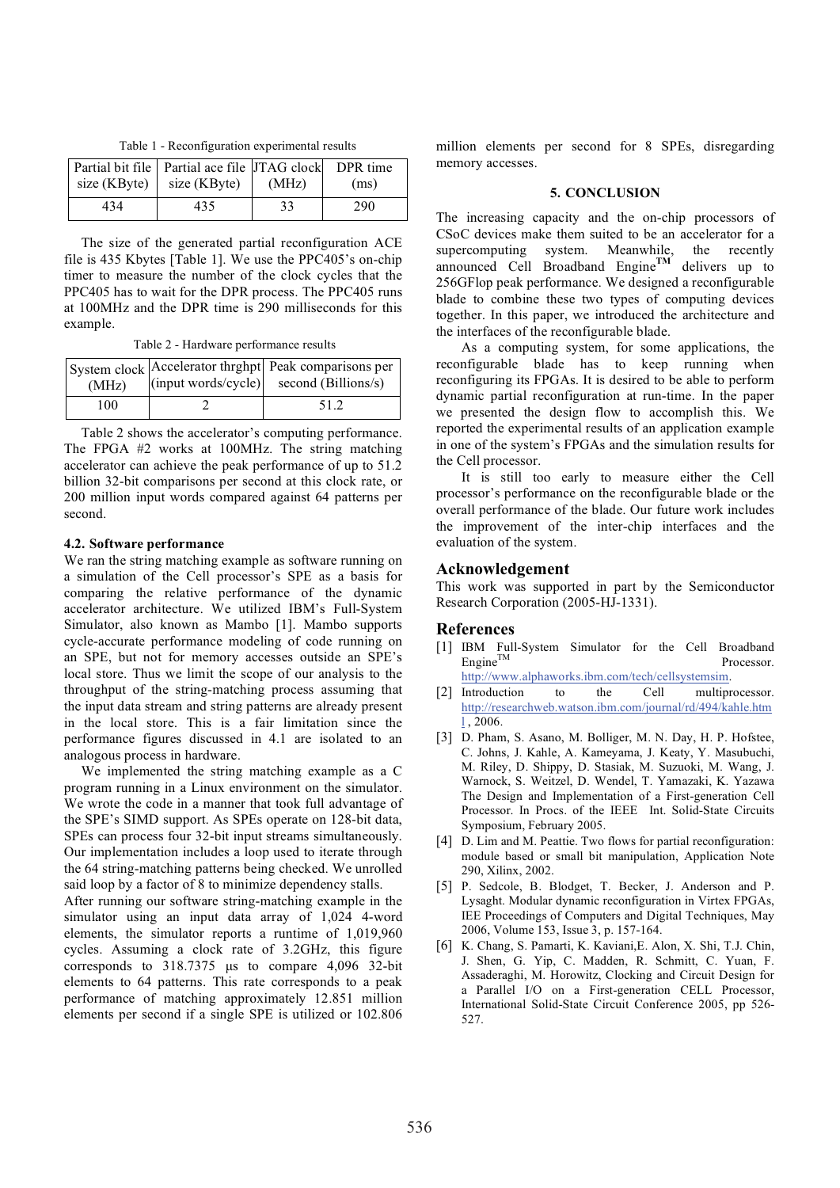Table 1 - Reconfiguration experimental results

| Partial bit file size (KByte) | Partial ace file size (KByte) | JTAG clock (MHz) | DPR time (ms) |
|---|---|---|---|
| 434 | 435 | 33 | 290 |

The size of the generated partial reconfiguration ACE file is 435 Kbytes [Table 1]. We use the PPC405's on-chip timer to measure the number of the clock cycles that the PPC405 has to wait for the DPR process. The PPC405 runs at 100MHz and the DPR time is 290 milliseconds for this example.

Table 2 - Hardware performance results

| System clock (MHz) | Accelerator thrghpt (input words/cycle) | Peak comparisons per second (Billions/s) |
|---|---|---|
| 100 | 2 | 51.2 |

Table 2 shows the accelerator's computing performance. The FPGA #2 works at 100MHz. The string matching accelerator can achieve the peak performance of up to 51.2 billion 32-bit comparisons per second at this clock rate, or 200 million input words compared against 64 patterns per second.

### 4.2. Software performance

We ran the string matching example as software running on a simulation of the Cell processor's SPE as a basis for comparing the relative performance of the dynamic accelerator architecture. We utilized IBM's Full-System Simulator, also known as Mambo [1]. Mambo supports cycle-accurate performance modeling of code running on an SPE, but not for memory accesses outside an SPE's local store. Thus we limit the scope of our analysis to the throughput of the string-matching process assuming that the input data stream and string patterns are already present in the local store. This is a fair limitation since the performance figures discussed in 4.1 are isolated to an analogous process in hardware.

We implemented the string matching example as a C program running in a Linux environment on the simulator. We wrote the code in a manner that took full advantage of the SPE's SIMD support. As SPEs operate on 128-bit data, SPEs can process four 32-bit input streams simultaneously. Our implementation includes a loop used to iterate through the 64 string-matching patterns being checked. We unrolled said loop by a factor of 8 to minimize dependency stalls.

After running our software string-matching example in the simulator using an input data array of 1,024 4-word elements, the simulator reports a runtime of 1,019,960 cycles. Assuming a clock rate of 3.2GHz, this figure corresponds to 318.7375 µs to compare 4,096 32-bit elements to 64 patterns. This rate corresponds to a peak performance of matching approximately 12.851 million elements per second if a single SPE is utilized or 102.806 million elements per second for 8 SPEs, disregarding memory accesses.

## 5. CONCLUSION

The increasing capacity and the on-chip processors of CSoC devices make them suited to be an accelerator for a supercomputing system. Meanwhile, the recently announced Cell Broadband Engine™ delivers up to 256GFlop peak performance. We designed a reconfigurable blade to combine these two types of computing devices together. In this paper, we introduced the architecture and the interfaces of the reconfigurable blade.

As a computing system, for some applications, the reconfigurable blade has to keep running when reconfiguring its FPGAs. It is desired to be able to perform dynamic partial reconfiguration at run-time. In the paper we presented the design flow to accomplish this. We reported the experimental results of an application example in one of the system's FPGAs and the simulation results for the Cell processor.

It is still too early to measure either the Cell processor's performance on the reconfigurable blade or the overall performance of the blade. Our future work includes the improvement of the inter-chip interfaces and the evaluation of the system.

## Acknowledgement

This work was supported in part by the Semiconductor Research Corporation (2005-HJ-1331).

## References

[1] IBM Full-System Simulator for the Cell Broadband Engine™ Processor. http://www.alphaworks.ibm.com/tech/cellsystemsim.

[2] Introduction to the Cell multiprocessor. http://researchweb.watson.ibm.com/journal/rd/494/kahle.html , 2006.

[3] D. Pham, S. Asano, M. Bolliger, M. N. Day, H. P. Hofstee, C. Johns, J. Kahle, A. Kameyama, J. Keaty, Y. Masubuchi, M. Riley, D. Shippy, D. Stasiak, M. Suzuoki, M. Wang, J. Warnock, S. Weitzel, D. Wendel, T. Yamazaki, K. Yazawa The Design and Implementation of a First-generation Cell Processor. In Procs. of the IEEE Int. Solid-State Circuits Symposium, February 2005.

[4] D. Lim and M. Peattie. Two flows for partial reconfiguration: module based or small bit manipulation, Application Note 290, Xilinx, 2002.

[5] P. Sedcole, B. Blodget, T. Becker, J. Anderson and P. Lysaght. Modular dynamic reconfiguration in Virtex FPGAs, IEE Proceedings of Computers and Digital Techniques, May 2006, Volume 153, Issue 3, p. 157-164.

[6] K. Chang, S. Pamarti, K. Kaviani,E. Alon, X. Shi, T.J. Chin, J. Shen, G. Yip, C. Madden, R. Schmitt, C. Yuan, F. Assaderaghi, M. Horowitz, Clocking and Circuit Design for a Parallel I/O on a First-generation CELL Processor, International Solid-State Circuit Conference 2005, pp 526-527.